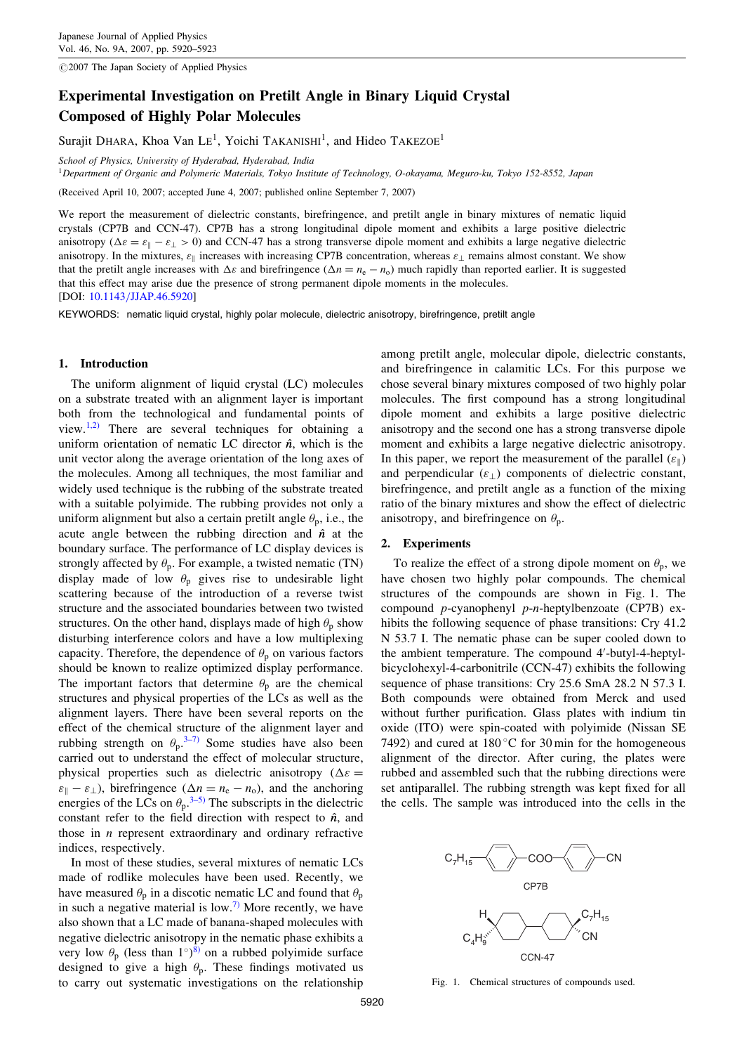# Experimental Investigation on Pretilt Angle in Binary Liquid Crystal Composed of Highly Polar Molecules

Surajit DHARA, Khoa Van LE[1], Yoichi TAKANISHI[1], and Hideo TAKEZOE[1]

*School of Physics, University of Hyderabad, Hyderabad, India*
[1]*Department of Organic and Polymeric Materials, Tokyo Institute of Technology, O-okayama, Meguro-ku, Tokyo 152-8552, Japan*

(Received April 10, 2007; accepted June 4, 2007; published online September 7, 2007)

We report the measurement of dielectric constants, birefringence, and pretilt angle in binary mixtures of nematic liquid crystals (CP7B and CCN-47). CP7B has a strong longitudinal dipole moment and exhibits a large positive dielectric anisotropy ($\Delta\varepsilon = \varepsilon_{\parallel} - \varepsilon_{\perp} > 0$) and CCN-47 has a strong transverse dipole moment and exhibits a large negative dielectric anisotropy. In the mixtures, $\varepsilon_{\parallel}$ increases with increasing CP7B concentration, whereas $\varepsilon_{\perp}$ remains almost constant. We show that the pretilt angle increases with $\Delta\varepsilon$ and birefringence ($\Delta n = n_e - n_o$) much rapidly than reported earlier. It is suggested that this effect may arise due the presence of strong permanent dipole moments in the molecules.
[DOI: 10.1143/JJAP.46.5920]

KEYWORDS: nematic liquid crystal, highly polar molecule, dielectric anisotropy, birefringence, pretilt angle

## 1. Introduction

The uniform alignment of liquid crystal (LC) molecules on a substrate treated with an alignment layer is important both from the technological and fundamental points of view.[1,2] There are several techniques for obtaining a uniform orientation of nematic LC director $\hat{n}$, which is the unit vector along the average orientation of the long axes of the molecules. Among all techniques, the most familiar and widely used technique is the rubbing of the substrate treated with a suitable polyimide. The rubbing provides not only a uniform alignment but also a certain pretilt angle $\theta_p$, i.e., the acute angle between the rubbing direction and $\hat{n}$ at the boundary surface. The performance of LC display devices is strongly affected by $\theta_p$. For example, a twisted nematic (TN) display made of low $\theta_p$ gives rise to undesirable light scattering because of the introduction of a reverse twist structure and the associated boundaries between two twisted structures. On the other hand, displays made of high $\theta_p$ show disturbing interference colors and have a low multiplexing capacity. Therefore, the dependence of $\theta_p$ on various factors should be known to realize optimized display performance. The important factors that determine $\theta_p$ are the chemical structures and physical properties of the LCs as well as the alignment layers. There have been several reports on the effect of the chemical structure of the alignment layer and rubbing strength on $\theta_p$.[3–7] Some studies have also been carried out to understand the effect of molecular structure, physical properties such as dielectric anisotropy ($\Delta\varepsilon = \varepsilon_{\parallel} - \varepsilon_{\perp}$), birefringence ($\Delta n = n_e - n_o$), and the anchoring energies of the LCs on $\theta_p$.[3–5] The subscripts in the dielectric constant refer to the field direction with respect to $\hat{n}$, and those in $n$ represent extraordinary and ordinary refractive indices, respectively.

In most of these studies, several mixtures of nematic LCs made of rodlike molecules have been used. Recently, we have measured $\theta_p$ in a discotic nematic LC and found that $\theta_p$ in such a negative material is low.[7] More recently, we have also shown that a LC made of banana-shaped molecules with negative dielectric anisotropy in the nematic phase exhibits a very low $\theta_p$ (less than 1°)[8] on a rubbed polyimide surface designed to give a high $\theta_p$. These findings motivated us to carry out systematic investigations on the relationship among pretilt angle, molecular dipole, dielectric constants, and birefringence in calamitic LCs. For this purpose we chose several binary mixtures composed of two highly polar molecules. The first compound has a strong longitudinal dipole moment and exhibits a large positive dielectric anisotropy and the second one has a strong transverse dipole moment and exhibits a large negative dielectric anisotropy. In this paper, we report the measurement of the parallel ($\varepsilon_{\parallel}$) and perpendicular ($\varepsilon_{\perp}$) components of dielectric constant, birefringence, and pretilt angle as a function of the mixing ratio of the binary mixtures and show the effect of dielectric anisotropy, and birefringence on $\theta_p$.

## 2. Experiments

To realize the effect of a strong dipole moment on $\theta_p$, we have chosen two highly polar compounds. The chemical structures of the compounds are shown in Fig. 1. The compound $p$-cyanophenyl $p$-$n$-heptylbenzoate (CP7B) exhibits the following sequence of phase transitions: Cry 41.2 N 53.7 I. The nematic phase can be super cooled down to the ambient temperature. The compound 4′-butyl-4-heptyl-bicyclohexyl-4-carbonitrile (CCN-47) exhibits the following sequence of phase transitions: Cry 25.6 SmA 28.2 N 57.3 I. Both compounds were obtained from Merck and used without further purification. Glass plates with indium tin oxide (ITO) were spin-coated with polyimide (Nissan SE 7492) and cured at 180 °C for 30 min for the homogeneous alignment of the director. After curing, the plates were rubbed and assembled such that the rubbing directions were set antiparallel. The rubbing strength was kept fixed for all the cells. The sample was introduced into the cells in the

Fig. 1. Chemical structures of compounds used.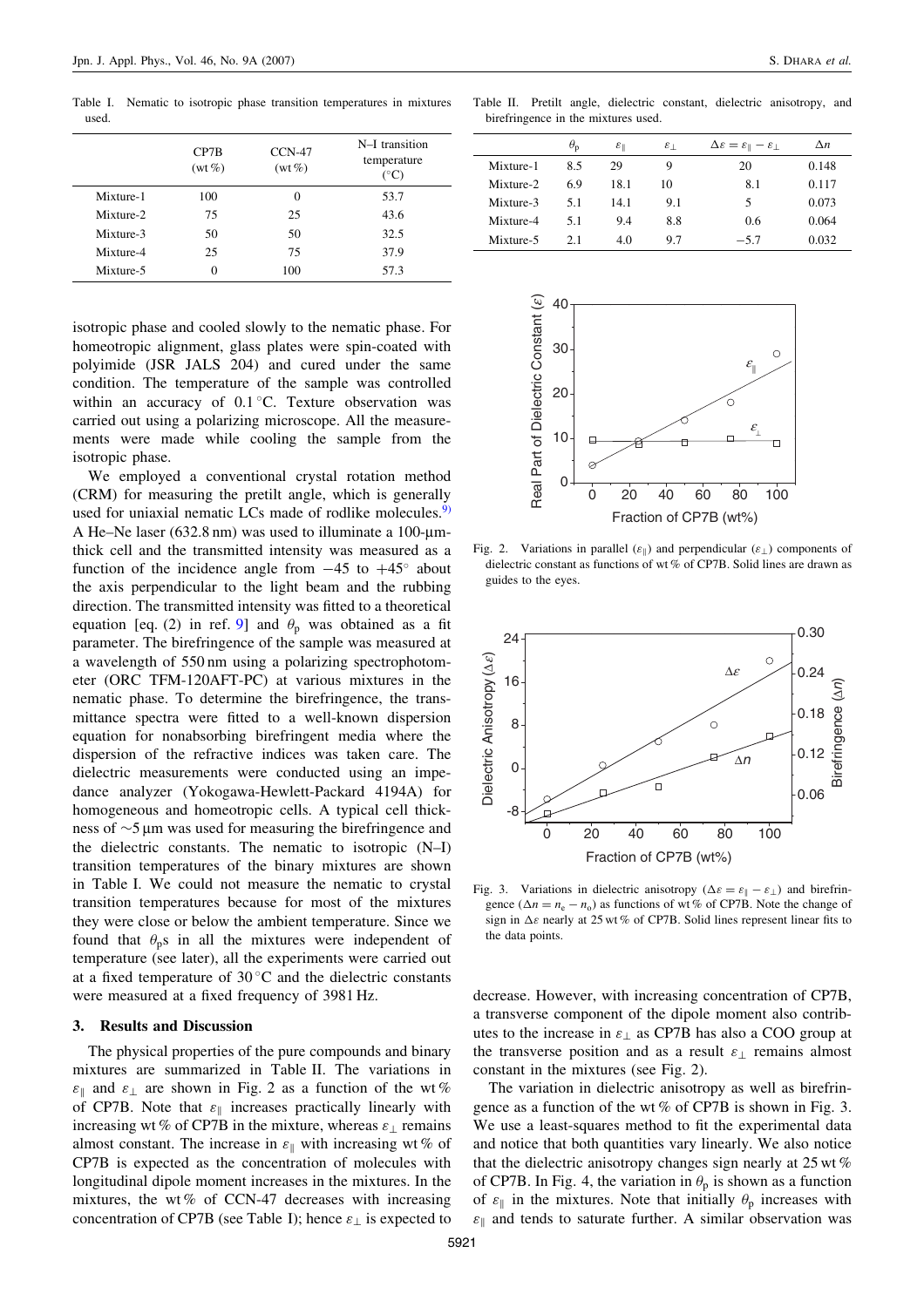Table I. Nematic to isotropic phase transition temperatures in mixtures used.

| | CP7B (wt%) | CCN-47 (wt%) | N–I transition temperature (°C) |
|---|---|---|---|
| Mixture-1 | 100 | 0 | 53.7 |
| Mixture-2 | 75 | 25 | 43.6 |
| Mixture-3 | 50 | 50 | 32.5 |
| Mixture-4 | 25 | 75 | 37.9 |
| Mixture-5 | 0 | 100 | 57.3 |

isotropic phase and cooled slowly to the nematic phase. For homeotropic alignment, glass plates were spin-coated with polyimide (JSR JALS 204) and cured under the same condition. The temperature of the sample was controlled within an accuracy of 0.1 °C. Texture observation was carried out using a polarizing microscope. All the measurements were made while cooling the sample from the isotropic phase.

We employed a conventional crystal rotation method (CRM) for measuring the pretilt angle, which is generally used for uniaxial nematic LCs made of rodlike molecules.[9] A He–Ne laser (632.8 nm) was used to illuminate a 100-μm-thick cell and the transmitted intensity was measured as a function of the incidence angle from −45 to +45° about the axis perpendicular to the light beam and the rubbing direction. The transmitted intensity was fitted to a theoretical equation [eq. (2) in ref. 9] and $\theta_p$ was obtained as a fit parameter. The birefringence of the sample was measured at a wavelength of 550 nm using a polarizing spectrophotometer (ORC TFM-120AFT-PC) at various mixtures in the nematic phase. To determine the birefringence, the transmittance spectra were fitted to a well-known dispersion equation for nonabsorbing birefringent media where the dispersion of the refractive indices was taken care. The dielectric measurements were conducted using an impedance analyzer (Yokogawa-Hewlett-Packard 4194A) for homogeneous and homeotropic cells. A typical cell thickness of ~5 μm was used for measuring the birefringence and the dielectric constants. The nematic to isotropic (N–I) transition temperatures of the binary mixtures are shown in Table I. We could not measure the nematic to crystal transition temperatures because for most of the mixtures they were close or below the ambient temperature. Since we found that $\theta_p$s in all the mixtures were independent of temperature (see later), all the experiments were carried out at a fixed temperature of 30 °C and the dielectric constants were measured at a fixed frequency of 3981 Hz.

## 3. Results and Discussion

The physical properties of the pure compounds and binary mixtures are summarized in Table II. The variations in $\varepsilon_\parallel$ and $\varepsilon_\perp$ are shown in Fig. 2 as a function of the wt% of CP7B. Note that $\varepsilon_\parallel$ increases practically linearly with increasing wt% of CP7B in the mixture, whereas $\varepsilon_\perp$ remains almost constant. The increase in $\varepsilon_\parallel$ with increasing wt% of CP7B is expected as the concentration of molecules with longitudinal dipole moment increases in the mixtures. In the mixtures, the wt% of CCN-47 decreases with increasing concentration of CP7B (see Table I); hence $\varepsilon_\perp$ is expected to decrease. However, with increasing concentration of CP7B, a transverse component of the dipole moment also contributes to the increase in $\varepsilon_\perp$ as CP7B has also a COO group at the transverse position and as a result $\varepsilon_\perp$ remains almost constant in the mixtures (see Fig. 2).

The variation in dielectric anisotropy as well as birefringence as a function of the wt% of CP7B is shown in Fig. 3. We use a least-squares method to fit the experimental data and notice that both quantities vary linearly. We also notice that the dielectric anisotropy changes sign nearly at 25 wt% of CP7B. In Fig. 4, the variation in $\theta_p$ is shown as a function of $\varepsilon_\parallel$ in the mixtures. Note that initially $\theta_p$ increases with $\varepsilon_\parallel$ and tends to saturate further. A similar observation was

Table II. Pretilt angle, dielectric constant, dielectric anisotropy, and birefringence in the mixtures used.

| | $\theta_p$ | $\varepsilon_\parallel$ | $\varepsilon_\perp$ | $\Delta\varepsilon = \varepsilon_\parallel - \varepsilon_\perp$ | $\Delta n$ |
|---|---|---|---|---|---|
| Mixture-1 | 8.5 | 29 | 9 | 20 | 0.148 |
| Mixture-2 | 6.9 | 18.1 | 10 | 8.1 | 0.117 |
| Mixture-3 | 5.1 | 14.1 | 9.1 | 5 | 0.073 |
| Mixture-4 | 5.1 | 9.4 | 8.8 | 0.6 | 0.064 |
| Mixture-5 | 2.1 | 4.0 | 9.7 | −5.7 | 0.032 |

Fig. 2. Variations in parallel ($\varepsilon_\parallel$) and perpendicular ($\varepsilon_\perp$) components of dielectric constant as functions of wt% of CP7B. Solid lines are drawn as guides to the eyes.

Fig. 3. Variations in dielectric anisotropy ($\Delta\varepsilon = \varepsilon_\parallel - \varepsilon_\perp$) and birefringence ($\Delta n = n_e - n_o$) as functions of wt% of CP7B. Note the change of sign in $\Delta\varepsilon$ nearly at 25 wt% of CP7B. Solid lines represent linear fits to the data points.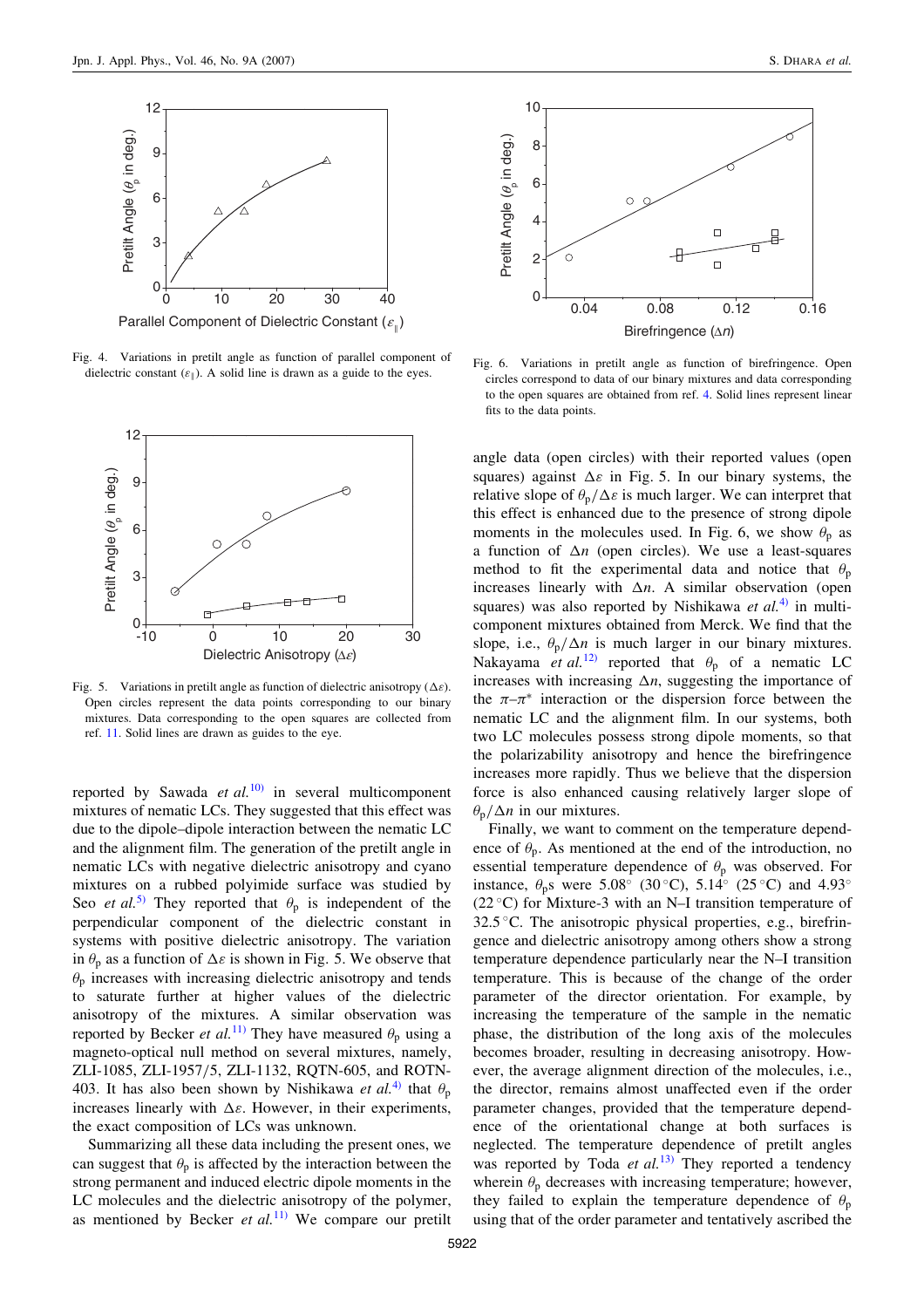Fig. 4. Variations in pretilt angle as function of parallel component of dielectric constant ($\varepsilon_{\parallel}$). A solid line is drawn as a guide to the eyes.

Fig. 5. Variations in pretilt angle as function of dielectric anisotropy ($\Delta\varepsilon$). Open circles represent the data points corresponding to our binary mixtures. Data corresponding to the open squares are collected from ref. 11. Solid lines are drawn as guides to the eye.

reported by Sawada *et al.*[10] in several multicomponent mixtures of nematic LCs. They suggested that this effect was due to the dipole–dipole interaction between the nematic LC and the alignment film. The generation of the pretilt angle in nematic LCs with negative dielectric anisotropy and cyano mixtures on a rubbed polyimide surface was studied by Seo *et al.*[5] They reported that $\theta_p$ is independent of the perpendicular component of the dielectric constant in systems with positive dielectric anisotropy. The variation in $\theta_p$ as a function of $\Delta\varepsilon$ is shown in Fig. 5. We observe that $\theta_p$ increases with increasing dielectric anisotropy and tends to saturate further at higher values of the dielectric anisotropy of the mixtures. A similar observation was reported by Becker *et al.*[11] They have measured $\theta_p$ using a magneto-optical null method on several mixtures, namely, ZLI-1085, ZLI-1957/5, ZLI-1132, RQTN-605, and ROTN-403. It has also been shown by Nishikawa *et al.*[4] that $\theta_p$ increases linearly with $\Delta\varepsilon$. However, in their experiments, the exact composition of LCs was unknown.

Summarizing all these data including the present ones, we can suggest that $\theta_p$ is affected by the interaction between the strong permanent and induced electric dipole moments in the LC molecules and the dielectric anisotropy of the polymer, as mentioned by Becker *et al.*[11] We compare our pretilt angle data (open circles) with their reported values (open squares) against $\Delta\varepsilon$ in Fig. 5. In our binary systems, the relative slope of $\theta_p/\Delta\varepsilon$ is much larger. We can interpret that this effect is enhanced due to the presence of strong dipole moments in the molecules used. In Fig. 6, we show $\theta_p$ as a function of $\Delta n$ (open circles). We use a least-squares method to fit the experimental data and notice that $\theta_p$ increases linearly with $\Delta n$. A similar observation (open squares) was also reported by Nishikawa *et al.*[4] in multicomponent mixtures obtained from Merck. We find that the slope, i.e., $\theta_p/\Delta n$ is much larger in our binary mixtures. Nakayama *et al.*[12] reported that $\theta_p$ of a nematic LC increases with increasing $\Delta n$, suggesting the importance of the $\pi$–$\pi^*$ interaction or the dispersion force between the nematic LC and the alignment film. In our systems, both two LC molecules possess strong dipole moments, so that the polarizability anisotropy and hence the birefringence increases more rapidly. Thus we believe that the dispersion force is also enhanced causing relatively larger slope of $\theta_p/\Delta n$ in our mixtures.

Fig. 6. Variations in pretilt angle as function of birefringence. Open circles correspond to data of our binary mixtures and data corresponding to the open squares are obtained from ref. 4. Solid lines represent linear fits to the data points.

Finally, we want to comment on the temperature dependence of $\theta_p$. As mentioned at the end of the introduction, no essential temperature dependence of $\theta_p$ was observed. For instance, $\theta_p$s were 5.08° (30 °C), 5.14° (25 °C) and 4.93° (22 °C) for Mixture-3 with an N–I transition temperature of 32.5 °C. The anisotropic physical properties, e.g., birefringence and dielectric anisotropy among others show a strong temperature dependence particularly near the N–I transition temperature. This is because of the change of the order parameter of the director orientation. For example, by increasing the temperature of the sample in the nematic phase, the distribution of the long axis of the molecules becomes broader, resulting in decreasing anisotropy. However, the average alignment direction of the molecules, i.e., the director, remains almost unaffected even if the order parameter changes, provided that the temperature dependence of the orientational change at both surfaces is neglected. The temperature dependence of pretilt angles was reported by Toda *et al.*[13] They reported a tendency wherein $\theta_p$ decreases with increasing temperature; however, they failed to explain the temperature dependence of $\theta_p$ using that of the order parameter and tentatively ascribed the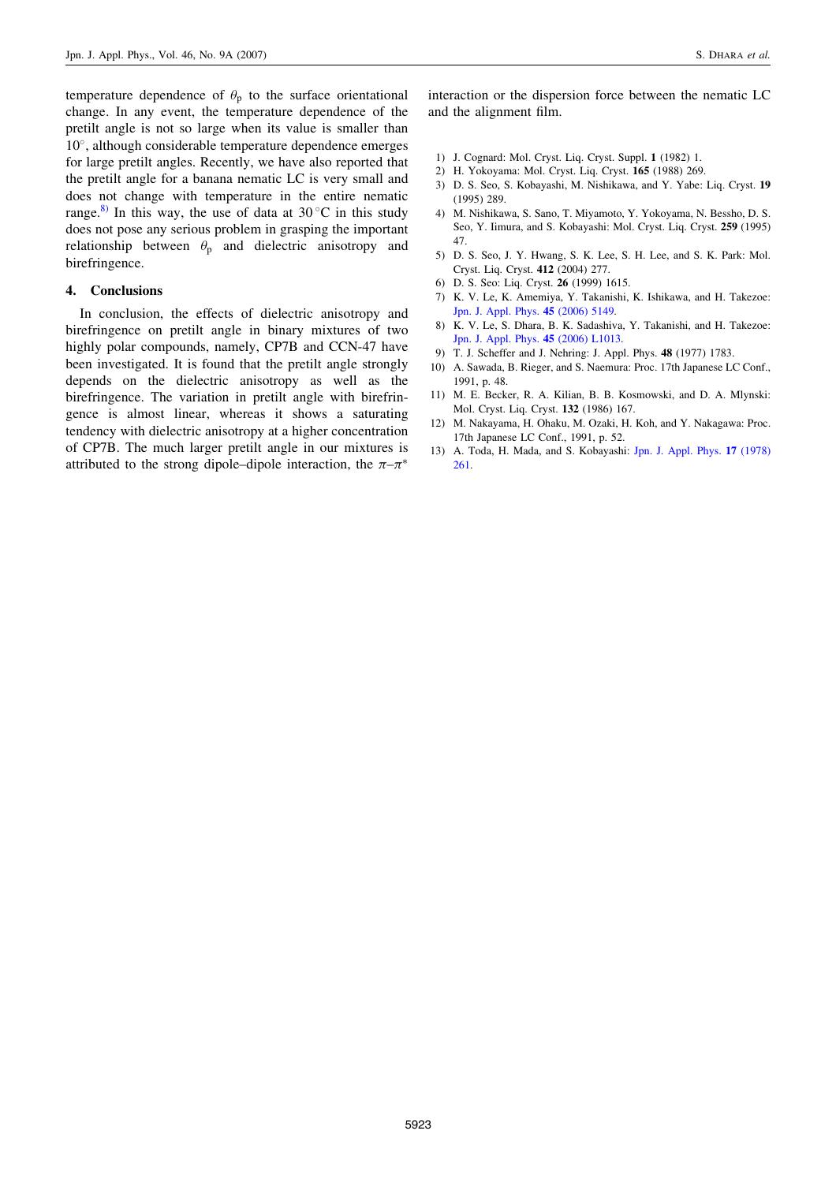temperature dependence of $\theta_p$ to the surface orientational change. In any event, the temperature dependence of the pretilt angle is not so large when its value is smaller than $10^{\circ}$, although considerable temperature dependence emerges for large pretilt angles. Recently, we have also reported that the pretilt angle for a banana nematic LC is very small and does not change with temperature in the entire nematic range.[8] In this way, the use of data at $30\,^{\circ}\mathrm{C}$ in this study does not pose any serious problem in grasping the important relationship between $\theta_p$ and dielectric anisotropy and birefringence.

## 4. Conclusions

In conclusion, the effects of dielectric anisotropy and birefringence on pretilt angle in binary mixtures of two highly polar compounds, namely, CP7B and CCN-47 have been investigated. It is found that the pretilt angle strongly depends on the dielectric anisotropy as well as the birefringence. The variation in pretilt angle with birefringence is almost linear, whereas it shows a saturating tendency with dielectric anisotropy at a higher concentration of CP7B. The much larger pretilt angle in our mixtures is attributed to the strong dipole–dipole interaction, the $\pi$–$\pi^*$ interaction or the dispersion force between the nematic LC and the alignment film.

1) J. Cognard: Mol. Cryst. Liq. Cryst. Suppl. **1** (1982) 1.
2) H. Yokoyama: Mol. Cryst. Liq. Cryst. **165** (1988) 269.
3) D. S. Seo, S. Kobayashi, M. Nishikawa, and Y. Yabe: Liq. Cryst. **19** (1995) 289.
4) M. Nishikawa, S. Sano, T. Miyamoto, Y. Yokoyama, N. Bessho, D. S. Seo, Y. Iimura, and S. Kobayashi: Mol. Cryst. Liq. Cryst. **259** (1995) 47.
5) D. S. Seo, J. Y. Hwang, S. K. Lee, S. H. Lee, and S. K. Park: Mol. Cryst. Liq. Cryst. **412** (2004) 277.
6) D. S. Seo: Liq. Cryst. **26** (1999) 1615.
7) K. V. Le, K. Amemiya, Y. Takanishi, K. Ishikawa, and H. Takezoe: Jpn. J. Appl. Phys. **45** (2006) 5149.
8) K. V. Le, S. Dhara, B. K. Sadashiva, Y. Takanishi, and H. Takezoe: Jpn. J. Appl. Phys. **45** (2006) L1013.
9) T. J. Scheffer and J. Nehring: J. Appl. Phys. **48** (1977) 1783.
10) A. Sawada, B. Rieger, and S. Naemura: Proc. 17th Japanese LC Conf., 1991, p. 48.
11) M. E. Becker, R. A. Kilian, B. B. Kosmowski, and D. A. Mlynski: Mol. Cryst. Liq. Cryst. **132** (1986) 167.
12) M. Nakayama, H. Ohaku, M. Ozaki, H. Koh, and Y. Nakagawa: Proc. 17th Japanese LC Conf., 1991, p. 52.
13) A. Toda, H. Mada, and S. Kobayashi: Jpn. J. Appl. Phys. **17** (1978) 261.